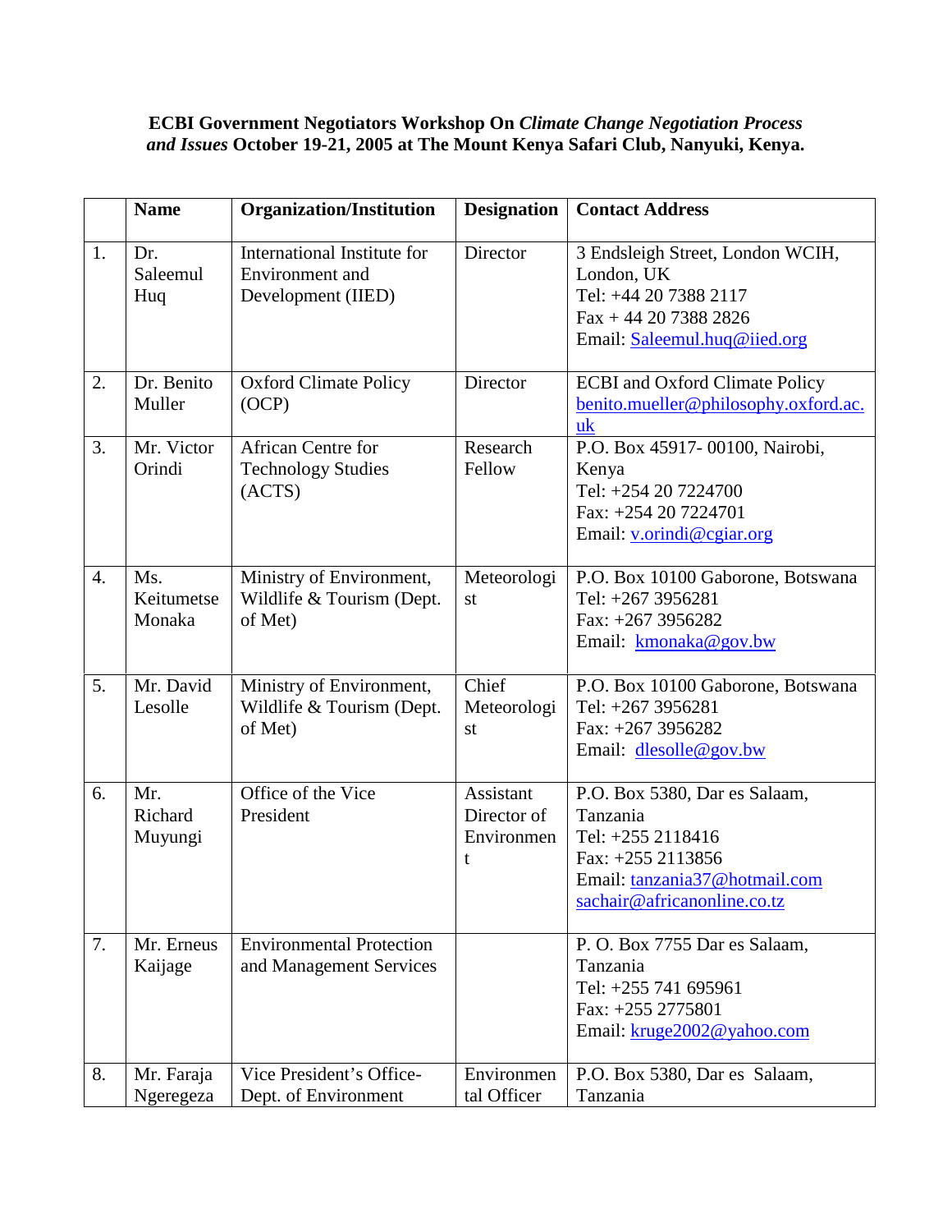**ECBI Government Negotiators Workshop On *Climate Change Negotiation Process and Issues* October 19-21, 2005 at The Mount Kenya Safari Club, Nanyuki, Kenya.**

| | Name | Organization/Institution | Designation | Contact Address |
|---|---|---|---|---|
| 1. | Dr. Saleemul Huq | International Institute for Environment and Development (IIED) | Director | 3 Endsleigh Street, London WCIH, London, UK<br>Tel: +44 20 7388 2117<br>Fax + 44 20 7388 2826<br>Email: Saleemul.huq@iied.org |
| 2. | Dr. Benito Muller | Oxford Climate Policy (OCP) | Director | ECBI and Oxford Climate Policy<br>benito.mueller@philosophy.oxford.ac.uk |
| 3. | Mr. Victor Orindi | African Centre for Technology Studies (ACTS) | Research Fellow | P.O. Box 45917- 00100, Nairobi, Kenya<br>Tel: +254 20 7224700<br>Fax: +254 20 7224701<br>Email: v.orindi@cgiar.org |
| 4. | Ms. Keitumetse Monaka | Ministry of Environment, Wildlife & Tourism (Dept. of Met) | Meteorologist | P.O. Box 10100 Gaborone, Botswana<br>Tel: +267 3956281<br>Fax: +267 3956282<br>Email: kmonaka@gov.bw |
| 5. | Mr. David Lesolle | Ministry of Environment, Wildlife & Tourism (Dept. of Met) | Chief Meteorologist | P.O. Box 10100 Gaborone, Botswana<br>Tel: +267 3956281<br>Fax: +267 3956282<br>Email: dlesolle@gov.bw |
| 6. | Mr. Richard Muyungi | Office of the Vice President | Assistant Director of Environment | P.O. Box 5380, Dar es Salaam, Tanzania<br>Tel: +255 2118416<br>Fax: +255 2113856<br>Email: tanzania37@hotmail.com<br>sachair@africanonline.co.tz |
| 7. | Mr. Erneus Kaijage | Environmental Protection and Management Services | | P. O. Box 7755 Dar es Salaam, Tanzania<br>Tel: +255 741 695961<br>Fax: +255 2775801<br>Email: kruge2002@yahoo.com |
| 8. | Mr. Faraja Ngeregeza | Vice President's Office-Dept. of Environment | Environmental Officer | P.O. Box 5380, Dar es Salaam, Tanzania |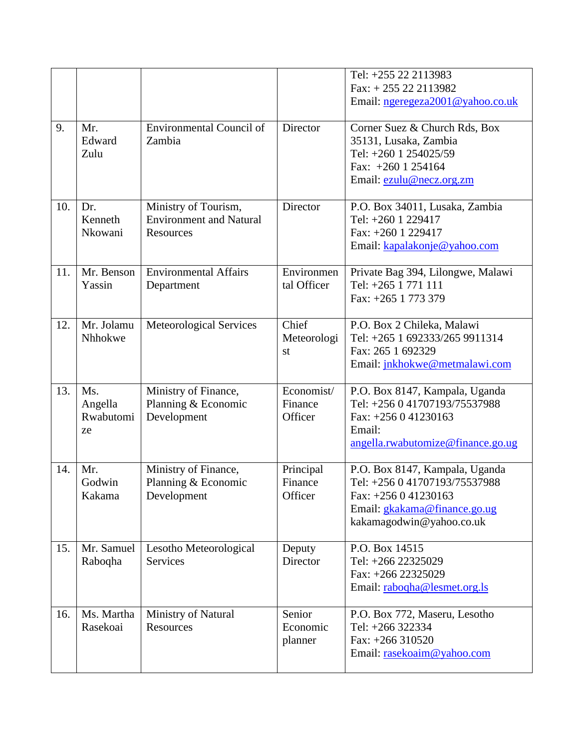|  |  |  |  | Tel: +255 22 2113983<br>Fax: + 255 22 2113982<br>Email: ngeregeza2001@yahoo.co.uk |
|---|---|---|---|---|
| 9. | Mr. Edward Zulu | Environmental Council of Zambia | Director | Corner Suez & Church Rds, Box 35131, Lusaka, Zambia<br>Tel: +260 1 254025/59<br>Fax: +260 1 254164<br>Email: ezulu@necz.org.zm |
| 10. | Dr. Kenneth Nkowani | Ministry of Tourism, Environment and Natural Resources | Director | P.O. Box 34011, Lusaka, Zambia<br>Tel: +260 1 229417<br>Fax: +260 1 229417<br>Email: kapalakonje@yahoo.com |
| 11. | Mr. Benson Yassin | Environmental Affairs Department | Environmental Officer | Private Bag 394, Lilongwe, Malawi<br>Tel: +265 1 771 111<br>Fax: +265 1 773 379 |
| 12. | Mr. Jolamu Nhhokwe | Meteorological Services | Chief Meteorologist | P.O. Box 2 Chileka, Malawi<br>Tel: +265 1 692333/265 9911314<br>Fax: 265 1 692329<br>Email: jnkhokwe@metmalawi.com |
| 13. | Ms. Angella Rwabutomize | Ministry of Finance, Planning & Economic Development | Economist/ Finance Officer | P.O. Box 8147, Kampala, Uganda<br>Tel: +256 0 41707193/75537988<br>Fax: +256 0 41230163<br>Email: angella.rwabutomize@finance.go.ug |
| 14. | Mr. Godwin Kakama | Ministry of Finance, Planning & Economic Development | Principal Finance Officer | P.O. Box 8147, Kampala, Uganda<br>Tel: +256 0 41707193/75537988<br>Fax: +256 0 41230163<br>Email: gkakama@finance.go.ug<br>kakamagodwin@yahoo.co.uk |
| 15. | Mr. Samuel Raboqha | Lesotho Meteorological Services | Deputy Director | P.O. Box 14515<br>Tel: +266 22325029<br>Fax: +266 22325029<br>Email: raboqha@lesmet.org.ls |
| 16. | Ms. Martha Rasekoai | Ministry of Natural Resources | Senior Economic planner | P.O. Box 772, Maseru, Lesotho<br>Tel: +266 322334<br>Fax: +266 310520<br>Email: rasekoaim@yahoo.com |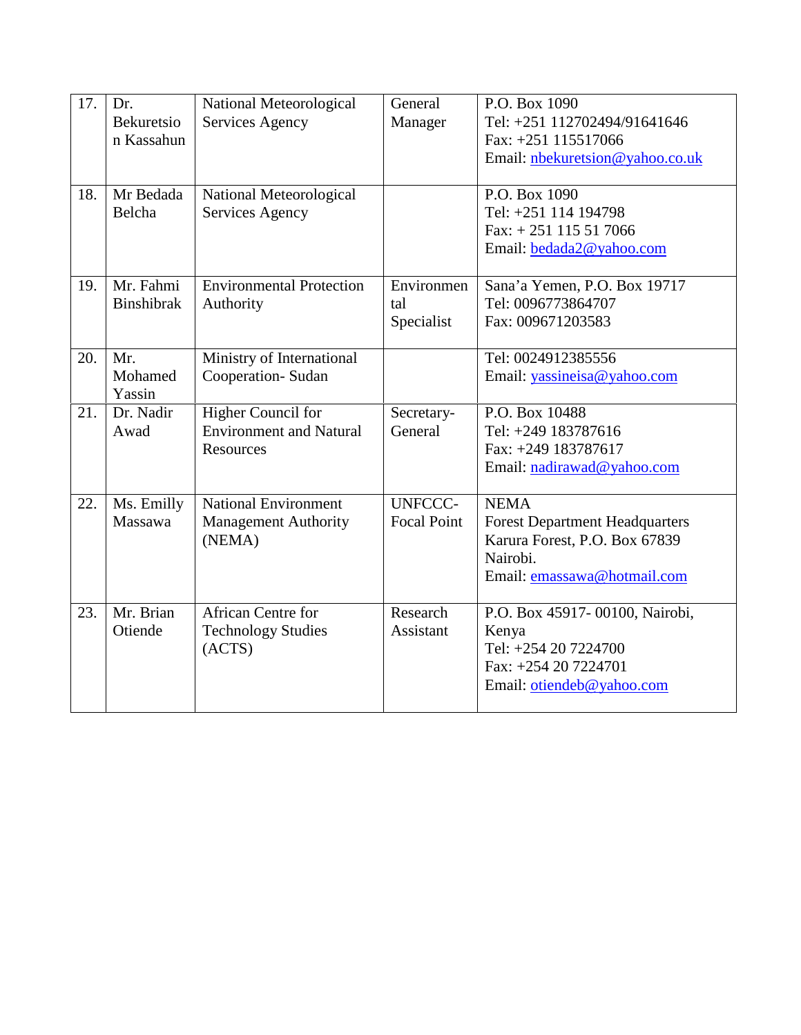| | | | | |
|---|---|---|---|---|
| 17. | Dr. Bekuretsion Kassahun | National Meteorological Services Agency | General Manager | P.O. Box 1090<br>Tel: +251 112702494/91641646<br>Fax: +251 115517066<br>Email: nbekuretsion@yahoo.co.uk |
| 18. | Mr Bedada Belcha | National Meteorological Services Agency | | P.O. Box 1090<br>Tel: +251 114 194798<br>Fax: + 251 115 51 7066<br>Email: bedada2@yahoo.com |
| 19. | Mr. Fahmi Binshibrak | Environmental Protection Authority | Environmental Specialist | Sana'a Yemen, P.O. Box 19717<br>Tel: 0096773864707<br>Fax: 009671203583 |
| 20. | Mr. Mohamed Yassin | Ministry of International Cooperation- Sudan | | Tel: 0024912385556<br>Email: yassineisa@yahoo.com |
| 21. | Dr. Nadir Awad | Higher Council for Environment and Natural Resources | Secretary-General | P.O. Box 10488<br>Tel: +249 183787616<br>Fax: +249 183787617<br>Email: nadirawad@yahoo.com |
| 22. | Ms. Emilly Massawa | National Environment Management Authority (NEMA) | UNFCCC-Focal Point | NEMA<br>Forest Department Headquarters<br>Karura Forest, P.O. Box 67839<br>Nairobi.<br>Email: emassawa@hotmail.com |
| 23. | Mr. Brian Otiende | African Centre for Technology Studies (ACTS) | Research Assistant | P.O. Box 45917- 00100, Nairobi, Kenya<br>Tel: +254 20 7224700<br>Fax: +254 20 7224701<br>Email: otiendeb@yahoo.com |